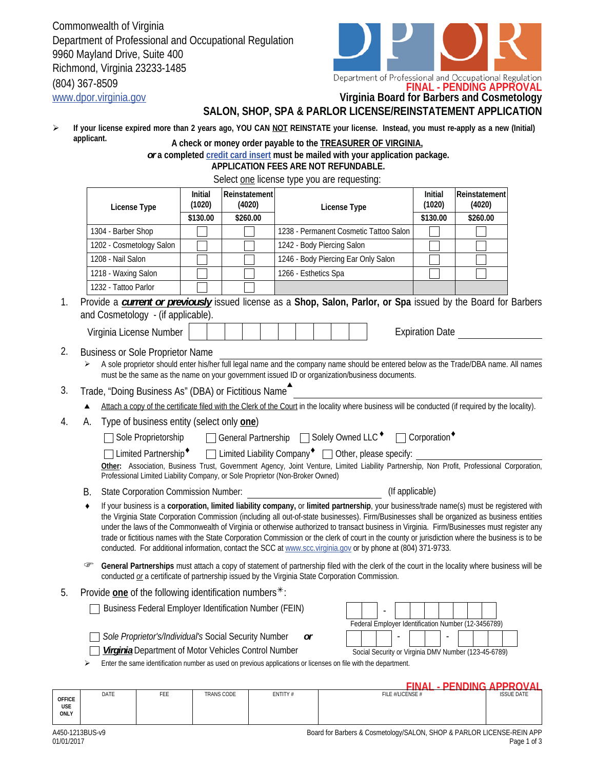Commonwealth of Virginia
Department of Professional and Occupational Regulation
9960 Mayland Drive, Suite 400
Richmond, Virginia 23233-1485
(804) 367-8509
www.dpor.virginia.gov

Department of Professional and Occupational Regulation

FINAL - PENDING APPROVAL

# Virginia Board for Barbers and Cosmetology

## SALON, SHOP, SPA & PARLOR LICENSE/REINSTATEMENT APPLICATION

- **If your license expired more than 2 years ago, YOU CAN NOT REINSTATE your license. Instead, you must re-apply as a new (Initial) applicant.**

**A check or money order payable to the TREASURER OF VIRGINIA,**
***or* a completed credit card insert must be mailed with your application package.**
**APPLICATION FEES ARE NOT REFUNDABLE.**

Select one license type you are requesting:

| License Type | Initial (1020) $130.00 | Reinstatement (4020) $260.00 | License Type | Initial (1020) $130.00 | Reinstatement (4020) $260.00 |
|---|---|---|---|---|---|
| 1304 - Barber Shop | ☐ | ☐ | 1238 - Permanent Cosmetic Tattoo Salon | ☐ | ☐ |
| 1202 - Cosmetology Salon | ☐ | ☐ | 1242 - Body Piercing Salon | ☐ | ☐ |
| 1208 - Nail Salon | ☐ | ☐ | 1246 - Body Piercing Ear Only Salon | ☐ | ☐ |
| 1218 - Waxing Salon | ☐ | ☐ | 1266 - Esthetics Spa | ☐ | ☐ |
| 1232 - Tattoo Parlor | ☐ | ☐ | | | |

1. Provide a ***current or previously*** issued license as a **Shop, Salon, Parlor, or Spa** issued by the Board for Barbers and Cosmetology - (if applicable).

   Virginia License Number ____________ Expiration Date ____________

2. Business or Sole Proprietor Name ____________
   - A sole proprietor should enter his/her full legal name and the company name should be entered below as the Trade/DBA name. All names must be the same as the name on your government issued ID or organization/business documents.

3. Trade, "Doing Business As" (DBA) or Fictitious Name▲ ____________
   - ▲ Attach a copy of the certificate filed with the Clerk of the Court in the locality where business will be conducted (if required by the locality).

4. A. Type of business entity (select only **one**)

   ☐ Sole Proprietorship ☐ General Partnership ☐ Solely Owned LLC♦ ☐ Corporation♦

   ☐ Limited Partnership♦ ☐ Limited Liability Company♦ ☐ Other, please specify: ____________

   **Other:** Association, Business Trust, Government Agency, Joint Venture, Limited Liability Partnership, Non Profit, Professional Corporation, Professional Limited Liability Company, or Sole Proprietor (Non-Broker Owned)

   B. State Corporation Commission Number: ____________ (If applicable)

   ♦ If your business is a **corporation, limited liability company,** or **limited partnership**, your business/trade name(s) must be registered with the Virginia State Corporation Commission (including all out-of-state businesses). Firm/Businesses shall be organized as business entities under the laws of the Commonwealth of Virginia or otherwise authorized to transact business in Virginia. Firm/Businesses must register any trade or fictitious names with the State Corporation Commission or the clerk of court in the county or jurisdiction where the business is to be conducted. For additional information, contact the SCC at www.scc.virginia.gov or by phone at (804) 371-9733.

   ☞ **General Partnerships** must attach a copy of statement of partnership filed with the clerk of the court in the locality where business will be conducted *or* a certificate of partnership issued by the Virginia State Corporation Commission.

5. Provide **one** of the following identification numbers✳:

   ☐ Business Federal Employer Identification Number (FEIN) — Federal Employer Identification Number (12-3456789): __ __ - __ __ __ __ __ __ __

   ☐ *Sole Proprietor's/Individual's* Social Security Number ***or***

   ☐ ***Virginia*** Department of Motor Vehicles Control Number — Social Security or Virginia DMV Number (123-45-6789): __ __ __ - __ __ - __ __ __ __

   - Enter the same identification number as used on previous applications or licenses on file with the department.

FINAL - PENDING APPROVAL

| OFFICE USE ONLY | DATE | FEE | TRANS CODE | ENTITY # | FILE #/LICENSE # | ISSUE DATE |
|---|---|---|---|---|---|---|
| | | | | | | |

A450-1213BUS-v9
01/01/2017

Board for Barbers & Cosmetology/SALON, SHOP & PARLOR LICENSE-REIN APP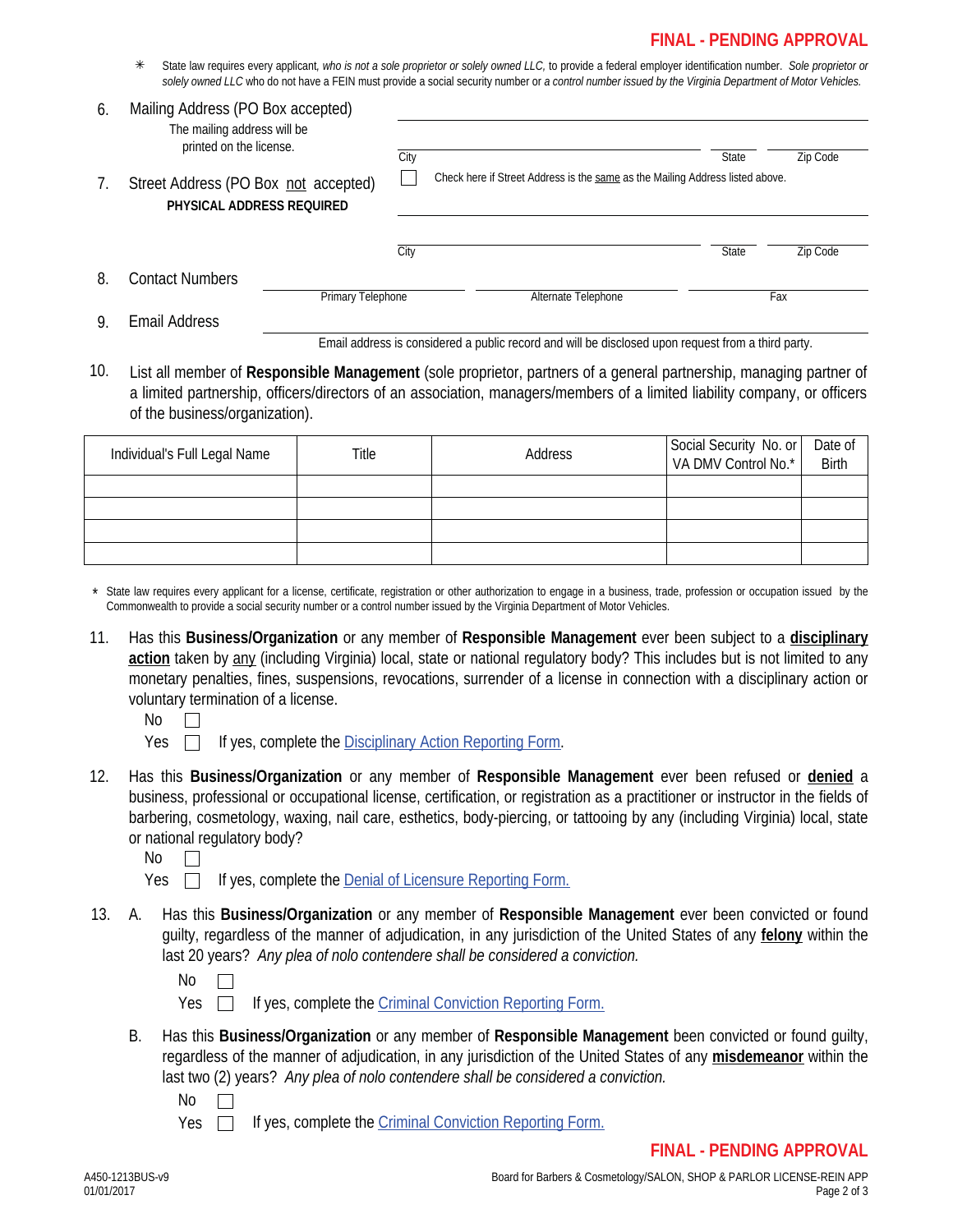**FINAL - PENDING APPROVAL**

✳ State law requires every applicant*, who is not a sole proprietor or solely owned LLC,* to provide a federal employer identification number. *Sole proprietor or solely owned LLC* who do not have a FEIN must provide a social security number or *a control number issued by the Virginia Department of Motor Vehicles.*

6. Mailing Address (PO Box accepted)
   The mailing address will be printed on the license.

   ______________________________________________

   City ______________________ State ______ Zip Code ______

7. Street Address (PO Box not accepted)
   **PHYSICAL ADDRESS REQUIRED**

   ☐ Check here if Street Address is the same as the Mailing Address listed above.

   ______________________________________________

   City ______________________ State ______ Zip Code ______

8. Contact Numbers

   Primary Telephone ______________ Alternate Telephone ______________ Fax ______________

9. Email Address ______________________________________________

   Email address is considered a public record and will be disclosed upon request from a third party.

10. List all member of **Responsible Management** (sole proprietor, partners of a general partnership, managing partner of a limited partnership, officers/directors of an association, managers/members of a limited liability company, or officers of the business/organization).

| Individual's Full Legal Name | Title | Address | Social Security No. or VA DMV Control No.* | Date of Birth |
|---|---|---|---|---|
| | | | | |
| | | | | |
| | | | | |
| | | | | |

\* State law requires every applicant for a license, certificate, registration or other authorization to engage in a business, trade, profession or occupation issued by the Commonwealth to provide a social security number or a control number issued by the Virginia Department of Motor Vehicles.

11. Has this **Business/Organization** or any member of **Responsible Management** ever been subject to a **disciplinary action** taken by any (including Virginia) local, state or national regulatory body? This includes but is not limited to any monetary penalties, fines, suspensions, revocations, surrender of a license in connection with a disciplinary action or voluntary termination of a license.

    No ☐

    Yes ☐ If yes, complete the Disciplinary Action Reporting Form.

12. Has this **Business/Organization** or any member of **Responsible Management** ever been refused or **denied** a business, professional or occupational license, certification, or registration as a practitioner or instructor in the fields of barbering, cosmetology, waxing, nail care, esthetics, body-piercing, or tattooing by any (including Virginia) local, state or national regulatory body?

    No ☐

    Yes ☐ If yes, complete the Denial of Licensure Reporting Form.

13. A. Has this **Business/Organization** or any member of **Responsible Management** ever been convicted or found guilty, regardless of the manner of adjudication, in any jurisdiction of the United States of any **felony** within the last 20 years? *Any plea of nolo contendere shall be considered a conviction.*

    No ☐

    Yes ☐ If yes, complete the Criminal Conviction Reporting Form.

    B. Has this **Business/Organization** or any member of **Responsible Management** been convicted or found guilty, regardless of the manner of adjudication, in any jurisdiction of the United States of any **misdemeanor** within the last two (2) years? *Any plea of nolo contendere shall be considered a conviction.*

    No ☐

    Yes ☐ If yes, complete the Criminal Conviction Reporting Form.

**FINAL - PENDING APPROVAL**

A450-1213BUS-v9
01/01/2017

Board for Barbers & Cosmetology/SALON, SHOP & PARLOR LICENSE-REIN APP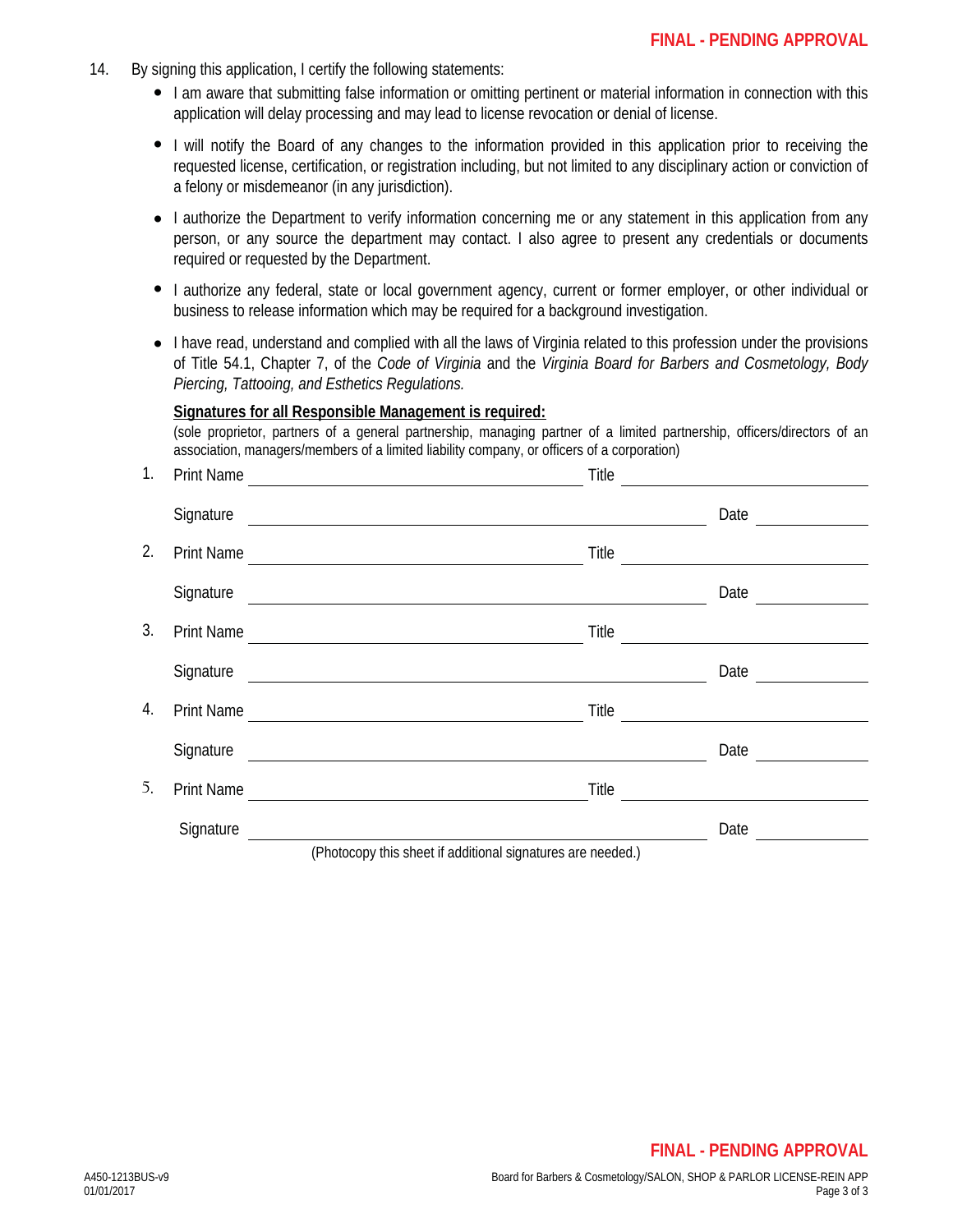**FINAL - PENDING APPROVAL**

14. By signing this application, I certify the following statements:
    - I am aware that submitting false information or omitting pertinent or material information in connection with this application will delay processing and may lead to license revocation or denial of license.
    - I will notify the Board of any changes to the information provided in this application prior to receiving the requested license, certification, or registration including, but not limited to any disciplinary action or conviction of a felony or misdemeanor (in any jurisdiction).
    - I authorize the Department to verify information concerning me or any statement in this application from any person, or any source the department may contact. I also agree to present any credentials or documents required or requested by the Department.
    - I authorize any federal, state or local government agency, current or former employer, or other individual or business to release information which may be required for a background investigation.
    - I have read, understand and complied with all the laws of Virginia related to this profession under the provisions of Title 54.1, Chapter 7, of the *Code of Virginia* and the *Virginia Board for Barbers and Cosmetology, Body Piercing, Tattooing, and Esthetics Regulations.*

**Signatures for all Responsible Management is required:**
(sole proprietor, partners of a general partnership, managing partner of a limited partnership, officers/directors of an association, managers/members of a limited liability company, or officers of a corporation)

1. Print Name ______________________ Title ______________________

   Signature ______________________ Date ____________

2. Print Name ______________________ Title ______________________

   Signature ______________________ Date ____________

3. Print Name ______________________ Title ______________________

   Signature ______________________ Date ____________

4. Print Name ______________________ Title ______________________

   Signature ______________________ Date ____________

5. Print Name ______________________ Title ______________________

   Signature ______________________ Date ____________

(Photocopy this sheet if additional signatures are needed.)

**FINAL - PENDING APPROVAL**

A450-1213BUS-v9
01/01/2017

Board for Barbers & Cosmetology/SALON, SHOP & PARLOR LICENSE-REIN APP